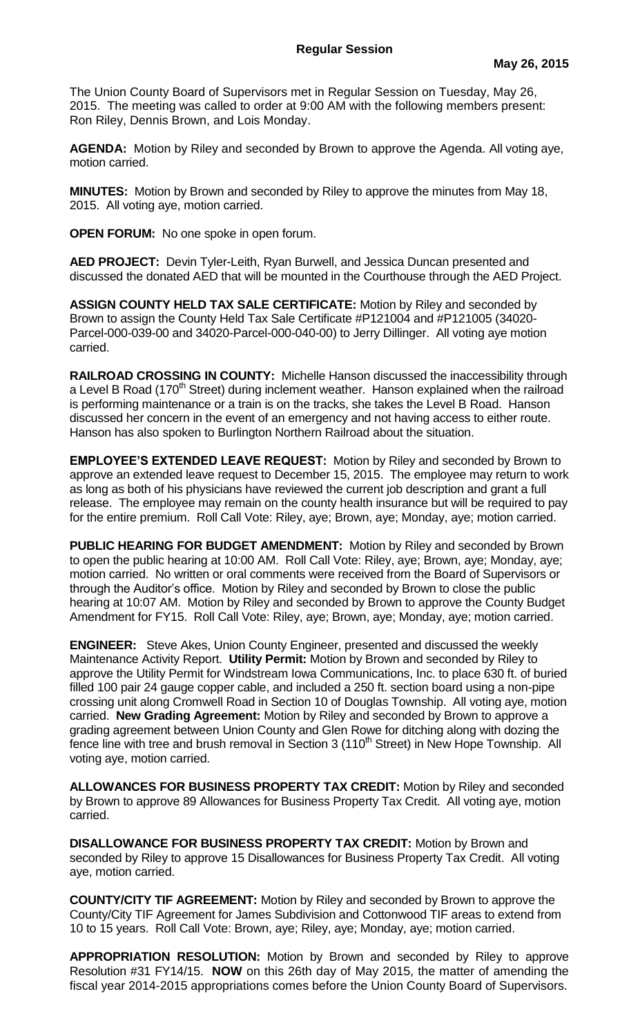## Regular Session

**May 26, 2015**

The Union County Board of Supervisors met in Regular Session on Tuesday, May 26, 2015. The meeting was called to order at 9:00 AM with the following members present: Ron Riley, Dennis Brown, and Lois Monday.

**AGENDA:** Motion by Riley and seconded by Brown to approve the Agenda. All voting aye, motion carried.

**MINUTES:** Motion by Brown and seconded by Riley to approve the minutes from May 18, 2015. All voting aye, motion carried.

**OPEN FORUM:** No one spoke in open forum.

**AED PROJECT:** Devin Tyler-Leith, Ryan Burwell, and Jessica Duncan presented and discussed the donated AED that will be mounted in the Courthouse through the AED Project.

**ASSIGN COUNTY HELD TAX SALE CERTIFICATE:** Motion by Riley and seconded by Brown to assign the County Held Tax Sale Certificate #P121004 and #P121005 (34020-Parcel-000-039-00 and 34020-Parcel-000-040-00) to Jerry Dillinger. All voting aye motion carried.

**RAILROAD CROSSING IN COUNTY:** Michelle Hanson discussed the inaccessibility through a Level B Road (170th Street) during inclement weather. Hanson explained when the railroad is performing maintenance or a train is on the tracks, she takes the Level B Road. Hanson discussed her concern in the event of an emergency and not having access to either route. Hanson has also spoken to Burlington Northern Railroad about the situation.

**EMPLOYEE'S EXTENDED LEAVE REQUEST:** Motion by Riley and seconded by Brown to approve an extended leave request to December 15, 2015. The employee may return to work as long as both of his physicians have reviewed the current job description and grant a full release. The employee may remain on the county health insurance but will be required to pay for the entire premium. Roll Call Vote: Riley, aye; Brown, aye; Monday, aye; motion carried.

**PUBLIC HEARING FOR BUDGET AMENDMENT:** Motion by Riley and seconded by Brown to open the public hearing at 10:00 AM. Roll Call Vote: Riley, aye; Brown, aye; Monday, aye; motion carried. No written or oral comments were received from the Board of Supervisors or through the Auditor's office. Motion by Riley and seconded by Brown to close the public hearing at 10:07 AM. Motion by Riley and seconded by Brown to approve the County Budget Amendment for FY15. Roll Call Vote: Riley, aye; Brown, aye; Monday, aye; motion carried.

**ENGINEER:** Steve Akes, Union County Engineer, presented and discussed the weekly Maintenance Activity Report. **Utility Permit:** Motion by Brown and seconded by Riley to approve the Utility Permit for Windstream Iowa Communications, Inc. to place 630 ft. of buried filled 100 pair 24 gauge copper cable, and included a 250 ft. section board using a non-pipe crossing unit along Cromwell Road in Section 10 of Douglas Township. All voting aye, motion carried. **New Grading Agreement:** Motion by Riley and seconded by Brown to approve a grading agreement between Union County and Glen Rowe for ditching along with dozing the fence line with tree and brush removal in Section 3 (110th Street) in New Hope Township. All voting aye, motion carried.

**ALLOWANCES FOR BUSINESS PROPERTY TAX CREDIT:** Motion by Riley and seconded by Brown to approve 89 Allowances for Business Property Tax Credit. All voting aye, motion carried.

**DISALLOWANCE FOR BUSINESS PROPERTY TAX CREDIT:** Motion by Brown and seconded by Riley to approve 15 Disallowances for Business Property Tax Credit. All voting aye, motion carried.

**COUNTY/CITY TIF AGREEMENT:** Motion by Riley and seconded by Brown to approve the County/City TIF Agreement for James Subdivision and Cottonwood TIF areas to extend from 10 to 15 years. Roll Call Vote: Brown, aye; Riley, aye; Monday, aye; motion carried.

**APPROPRIATION RESOLUTION:** Motion by Brown and seconded by Riley to approve Resolution #31 FY14/15. **NOW** on this 26th day of May 2015, the matter of amending the fiscal year 2014-2015 appropriations comes before the Union County Board of Supervisors.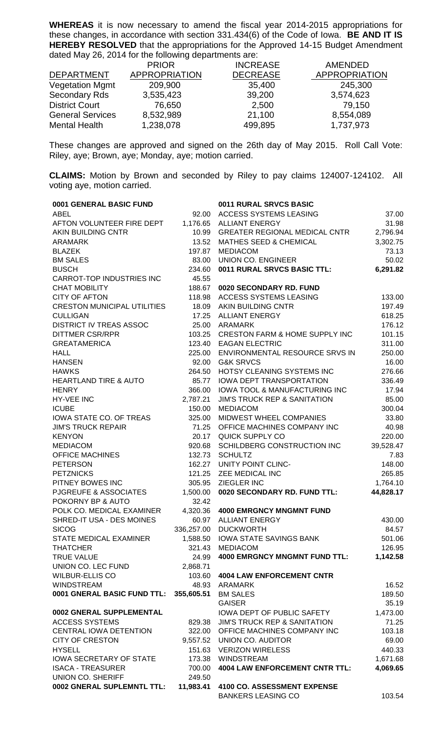**WHEREAS** it is now necessary to amend the fiscal year 2014-2015 appropriations for these changes, in accordance with section 331.434(6) of the Code of Iowa. **BE AND IT IS HEREBY RESOLVED** that the appropriations for the Approved 14-15 Budget Amendment dated May 26, 2014 for the following departments are:

| DEPARTMENT | PRIOR APPROPRIATION | INCREASE DECREASE | AMENDED APPROPRIATION |
|---|---|---|---|
| Vegetation Mgmt | 209,900 | 35,400 | 245,300 |
| Secondary Rds | 3,535,423 | 39,200 | 3,574,623 |
| District Court | 76,650 | 2,500 | 79,150 |
| General Services | 8,532,989 | 21,100 | 8,554,089 |
| Mental Health | 1,238,078 | 499,895 | 1,737,973 |

These changes are approved and signed on the 26th day of May 2015. Roll Call Vote: Riley, aye; Brown, aye; Monday, aye; motion carried.

**CLAIMS:** Motion by Brown and seconded by Riley to pay claims 124007-124102. All voting aye, motion carried.

| **0001 GENERAL BASIC FUND** | |
|---|---|
| ABEL | 92.00 |
| AFTON VOLUNTEER FIRE DEPT | 1,176.65 |
| AKIN BUILDING CNTR | 10.99 |
| ARAMARK | 13.52 |
| BLAZEK | 197.87 |
| BM SALES | 83.00 |
| BUSCH | 234.60 |
| CARROT-TOP INDUSTRIES INC | 45.55 |
| CHAT MOBILITY | 188.67 |
| CITY OF AFTON | 118.98 |
| CRESTON MUNICIPAL UTILITIES | 18.09 |
| CULLIGAN | 17.25 |
| DISTRICT IV TREAS ASSOC | 25.00 |
| DITTMER CSR/RPR | 103.25 |
| GREATAMERICA | 123.40 |
| HALL | 225.00 |
| HANSEN | 92.00 |
| HAWKS | 264.50 |
| HEARTLAND TIRE & AUTO | 85.77 |
| HENRY | 366.00 |
| HY-VEE INC | 2,787.21 |
| ICUBE | 150.00 |
| IOWA STATE CO. OF TREAS | 325.00 |
| JIM'S TRUCK REPAIR | 71.25 |
| KENYON | 20.17 |
| MEDIACOM | 920.68 |
| OFFICE MACHINES | 132.73 |
| PETERSON | 162.27 |
| PETZNICKS | 121.25 |
| PITNEY BOWES INC | 305.95 |
| PJGREUFE & ASSOCIATES | 1,500.00 |
| POKORNY BP & AUTO | 32.42 |
| POLK CO. MEDICAL EXAMINER | 4,320.36 |
| SHRED-IT USA - DES MOINES | 60.97 |
| SICOG | 336,257.00 |
| STATE MEDICAL EXAMINER | 1,588.50 |
| THATCHER | 321.43 |
| TRUE VALUE | 24.99 |
| UNION CO. LEC FUND | 2,868.71 |
| WILBUR-ELLIS CO | 103.60 |
| WINDSTREAM | 48.93 |
| **0001 GNERAL BASIC FUND TTL:** | **355,605.51** |

| **0002 GNERAL SUPPLEMENTAL** | |
|---|---|
| ACCESS SYSTEMS | 829.38 |
| CENTRAL IOWA DETENTION | 322.00 |
| CITY OF CRESTON | 9,557.52 |
| HYSELL | 151.63 |
| IOWA SECRETARY OF STATE | 173.38 |
| ISACA - TREASURER | 700.00 |
| UNION CO. SHERIFF | 249.50 |
| **0002 GNERAL SUPLEMNTL TTL:** | **11,983.41** |

| **0011 RURAL SRVCS BASIC** | |
|---|---|
| ACCESS SYSTEMS LEASING | 37.00 |
| ALLIANT ENERGY | 31.98 |
| GREATER REGIONAL MEDICAL CNTR | 2,796.94 |
| MATHES SEED & CHEMICAL | 3,302.75 |
| MEDIACOM | 73.13 |
| UNION CO. ENGINEER | 50.02 |
| **0011 RURAL SRVCS BASIC TTL:** | **6,291.82** |

| **0020 SECONDARY RD. FUND** | |
|---|---|
| ACCESS SYSTEMS LEASING | 133.00 |
| AKIN BUILDING CNTR | 197.49 |
| ALLIANT ENERGY | 618.25 |
| ARAMARK | 176.12 |
| CRESTON FARM & HOME SUPPLY INC | 101.15 |
| EAGAN ELECTRIC | 311.00 |
| ENVIRONMENTAL RESOURCE SRVS IN | 250.00 |
| G&K SRVCS | 16.00 |
| HOTSY CLEANING SYSTEMS INC | 276.66 |
| IOWA DEPT TRANSPORTATION | 336.49 |
| IOWA TOOL & MANUFACTURING INC | 17.94 |
| JIM'S TRUCK REP & SANITATION | 85.00 |
| MEDIACOM | 300.04 |
| MIDWEST WHEEL COMPANIES | 33.80 |
| OFFICE MACHINES COMPANY INC | 40.98 |
| QUICK SUPPLY CO | 220.00 |
| SCHILDBERG CONSTRUCTION INC | 39,528.47 |
| SCHULTZ | 7.83 |
| UNITY POINT CLINC- | 148.00 |
| ZEE MEDICAL INC | 265.85 |
| ZIEGLER INC | 1,764.10 |
| **0020 SECONDARY RD. FUND TTL:** | **44,828.17** |

| **4000 EMRGNCY MNGMNT FUND** | |
|---|---|
| ALLIANT ENERGY | 430.00 |
| DUCKWORTH | 84.57 |
| IOWA STATE SAVINGS BANK | 501.06 |
| MEDIACOM | 126.95 |
| **4000 EMRGNCY MNGMNT FUND TTL:** | **1,142.58** |

| **4004 LAW ENFORCEMENT CNTR** | |
|---|---|
| ARAMARK | 16.52 |
| BM SALES | 189.50 |
| GAISER | 35.19 |
| IOWA DEPT OF PUBLIC SAFETY | 1,473.00 |
| JIM'S TRUCK REP & SANITATION | 71.25 |
| OFFICE MACHINES COMPANY INC | 103.18 |
| UNION CO. AUDITOR | 69.00 |
| VERIZON WIRELESS | 440.33 |
| WINDSTREAM | 1,671.68 |
| **4004 LAW ENFORCEMENT CNTR TTL:** | **4,069.65** |

| **4100 CO. ASSESSMENT EXPENSE** | |
|---|---|
| BANKERS LEASING CO | 103.54 |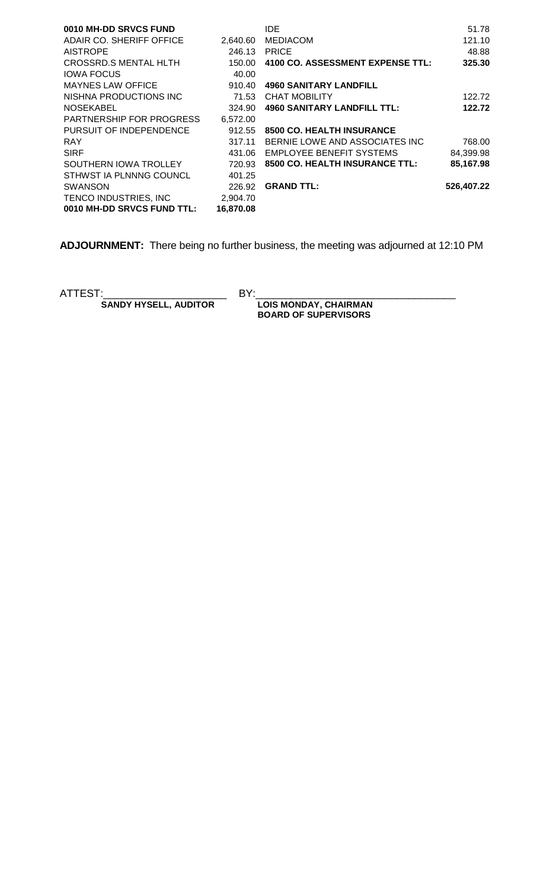| | |
|---|---|
| **0010 MH-DD SRVCS FUND** | |
| ADAIR CO. SHERIFF OFFICE | 2,640.60 |
| AISTROPE | 246.13 |
| CROSSRD.S MENTAL HLTH | 150.00 |
| IOWA FOCUS | 40.00 |
| MAYNES LAW OFFICE | 910.40 |
| NISHNA PRODUCTIONS INC | 71.53 |
| NOSEKABEL | 324.90 |
| PARTNERSHIP FOR PROGRESS | 6,572.00 |
| PURSUIT OF INDEPENDENCE | 912.55 |
| RAY | 317.11 |
| SIRF | 431.06 |
| SOUTHERN IOWA TROLLEY | 720.93 |
| STHWST IA PLNNNG COUNCL | 401.25 |
| SWANSON | 226.92 |
| TENCO INDUSTRIES, INC | 2,904.70 |
| **0010 MH-DD SRVCS FUND TTL:** | **16,870.08** |
| IDE | 51.78 |
| MEDIACOM | 121.10 |
| PRICE | 48.88 |
| **4100 CO. ASSESSMENT EXPENSE TTL:** | **325.30** |
| **4960 SANITARY LANDFILL** | |
| CHAT MOBILITY | 122.72 |
| **4960 SANITARY LANDFILL TTL:** | **122.72** |
| **8500 CO. HEALTH INSURANCE** | |
| BERNIE LOWE AND ASSOCIATES INC | 768.00 |
| EMPLOYEE BENEFIT SYSTEMS | 84,399.98 |
| **8500 CO. HEALTH INSURANCE TTL:** | **85,167.98** |
| **GRAND TTL:** | **526,407.22** |

**ADJOURNMENT:** There being no further business, the meeting was adjourned at 12:10 PM

ATTEST:_____________________ BY:_________________________________

**SANDY HYSELL, AUDITOR**

**LOIS MONDAY, CHAIRMAN**
**BOARD OF SUPERVISORS**